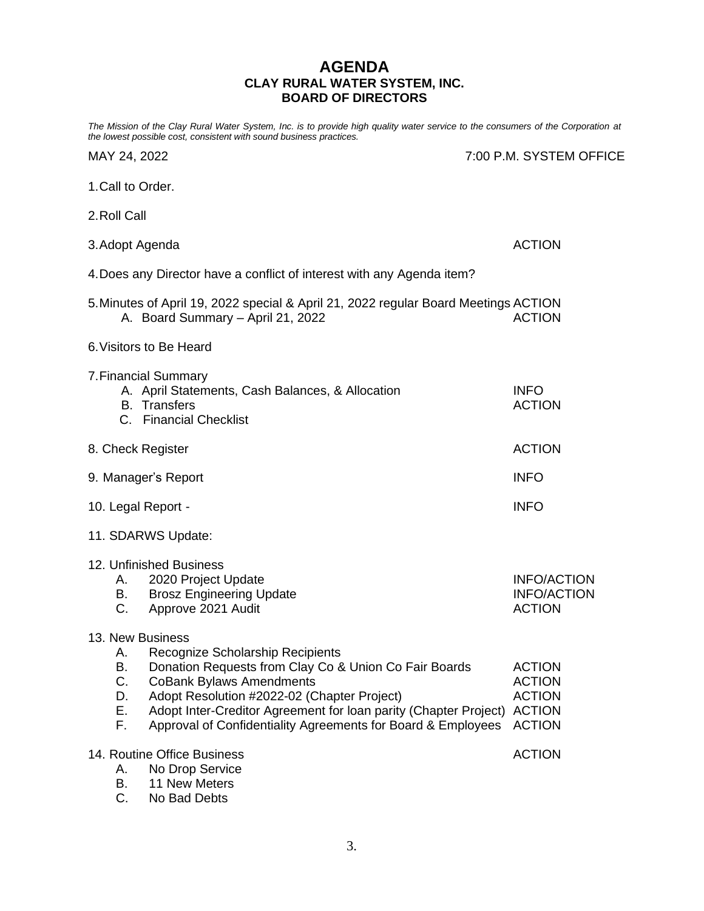# AGENDA
## CLAY RURAL WATER SYSTEM, INC.
## BOARD OF DIRECTORS

*The Mission of the Clay Rural Water System, Inc. is to provide high quality water service to the consumers of the Corporation at the lowest possible cost, consistent with sound business practices.*

MAY 24, 2022 — 7:00 P.M. SYSTEM OFFICE

1. Call to Order.

2. Roll Call

3. Adopt Agenda — ACTION

4. Does any Director have a conflict of interest with any Agenda item?

5. Minutes of April 19, 2022 special & April 21, 2022 regular Board Meetings — ACTION
   - A. Board Summary – April 21, 2022 — ACTION

6. Visitors to Be Heard

7. Financial Summary
   - A. April Statements, Cash Balances, & Allocation — INFO
   - B. Transfers — ACTION
   - C. Financial Checklist

8. Check Register — ACTION

9. Manager's Report — INFO

10. Legal Report - — INFO

11. SDARWS Update:

12. Unfinished Business
    - A. 2020 Project Update — INFO/ACTION
    - B. Brosz Engineering Update — INFO/ACTION
    - C. Approve 2021 Audit — ACTION

13. New Business
    - A. Recognize Scholarship Recipients
    - B. Donation Requests from Clay Co & Union Co Fair Boards — ACTION
    - C. CoBank Bylaws Amendments — ACTION
    - D. Adopt Resolution #2022-02 (Chapter Project) — ACTION
    - E. Adopt Inter-Creditor Agreement for loan parity (Chapter Project) — ACTION
    - F. Approval of Confidentiality Agreements for Board & Employees — ACTION

14. Routine Office Business — ACTION
    - A. No Drop Service
    - B. 11 New Meters
    - C. No Bad Debts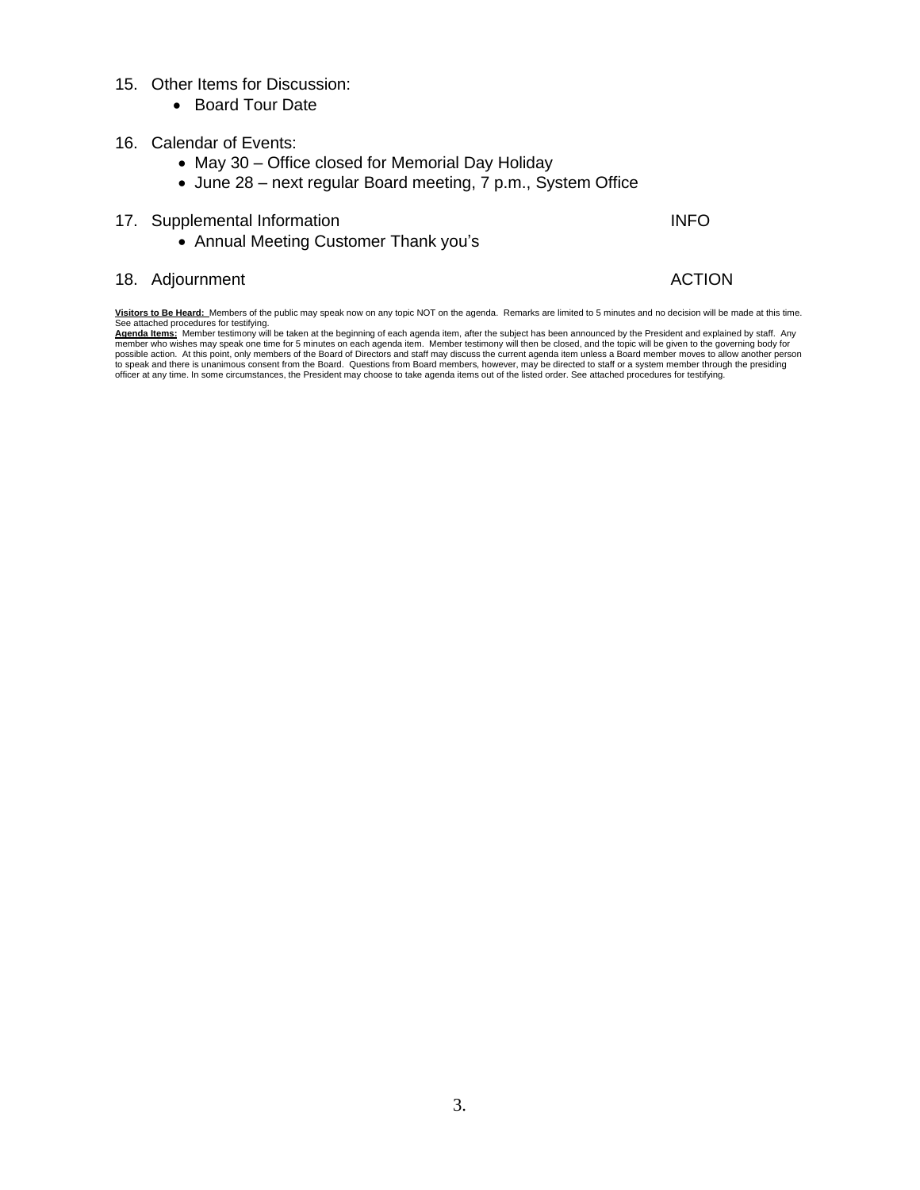15. Other Items for Discussion:
    - Board Tour Date

16. Calendar of Events:
    - May 30 – Office closed for Memorial Day Holiday
    - June 28 – next regular Board meeting, 7 p.m., System Office

17. Supplemental Information INFO
    - Annual Meeting Customer Thank you's

18. Adjournment ACTION

**Visitors to Be Heard:** Members of the public may speak now on any topic NOT on the agenda. Remarks are limited to 5 minutes and no decision will be made at this time. See attached procedures for testifying.

**Agenda Items:** Member testimony will be taken at the beginning of each agenda item, after the subject has been announced by the President and explained by staff. Any member who wishes may speak one time for 5 minutes on each agenda item. Member testimony will then be closed, and the topic will be given to the governing body for possible action. At this point, only members of the Board of Directors and staff may discuss the current agenda item unless a Board member moves to allow another person to speak and there is unanimous consent from the Board. Questions from Board members, however, may be directed to staff or a system member through the presiding officer at any time. In some circumstances, the President may choose to take agenda items out of the listed order. See attached procedures for testifying.